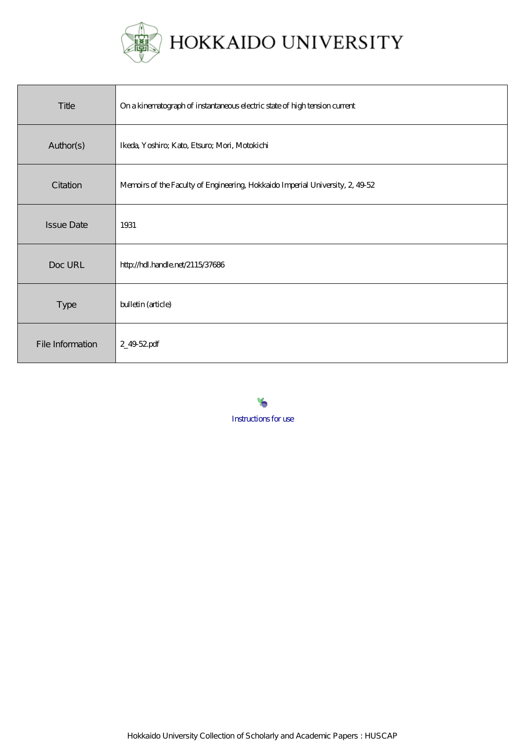# HOKKAIDO UNIVERSITY

| Title | On a kinematograph of instantaneous electric state of high tension current |
| --- | --- |
| Author(s) | Ikeda, Yoshiro; Kato, Etsuro; Mori, Motokichi |
| Citation | Memoirs of the Faculty of Engineering, Hokkaido Imperial University, 2, 49-52 |
| Issue Date | 1931 |
| Doc URL | http://hdl.handle.net/2115/37686 |
| Type | bulletin (article) |
| File Information | 2_49-52.pdf |

Instructions for use

Hokkaido University Collection of Scholarly and Academic Papers : HUSCAP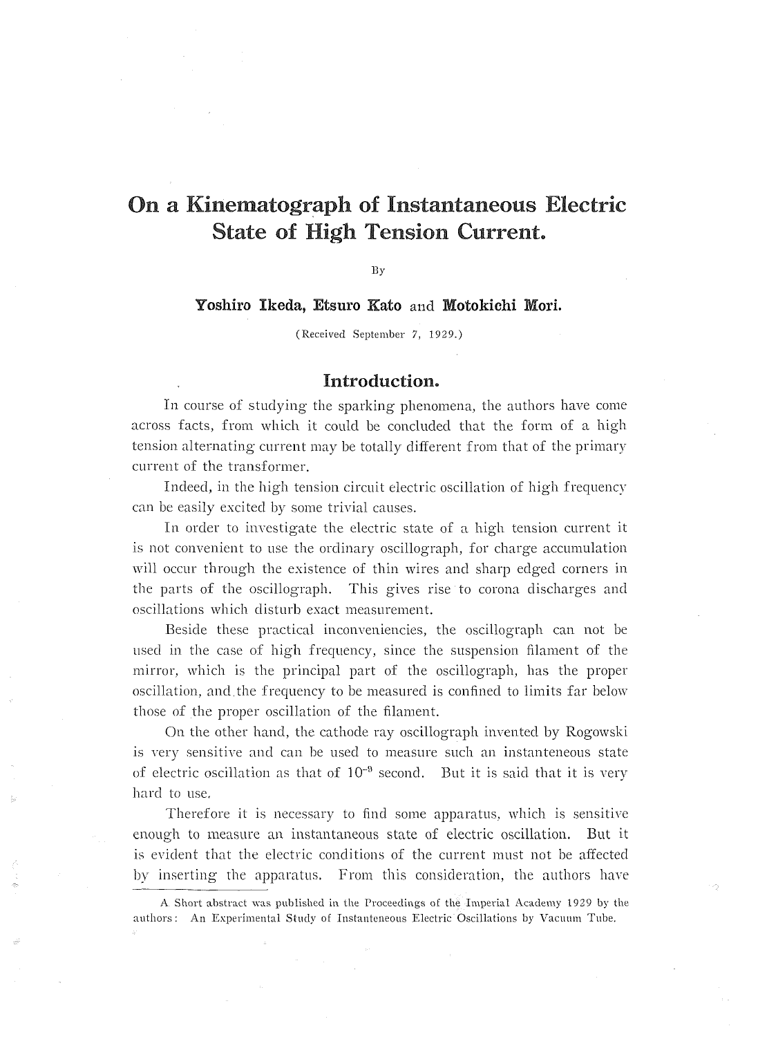# On a Kinematograph of Instantaneous Electric State of High Tension Current.

By

**Yoshiro Ikeda, Etsuro Kato** and **Motokichi Mori.**

(Received September 7, 1929.)

## Introduction.

In course of studying the sparking phenomena, the authors have come across facts, from which it could be concluded that the form of a high tension alternating current may be totally different from that of the primary current of the transformer.

Indeed, in the high tension circuit electric oscillation of high frequency can be easily excited by some trivial causes.

In order to investigate the electric state of a high tension current it is not convenient to use the ordinary oscillograph, for charge accumulation will occur through the existence of thin wires and sharp edged corners in the parts of the oscillograph. This gives rise to corona discharges and oscillations which disturb exact measurement.

Beside these practical inconveniencies, the oscillograph can not be used in the case of high frequency, since the suspension filament of the mirror, which is the principal part of the oscillograph, has the proper oscillation, and the frequency to be measured is confined to limits far below those of the proper oscillation of the filament.

On the other hand, the cathode ray oscillograph invented by Rogowski is very sensitive and can be used to measure such an instanteneous state of electric oscillation as that of $10^{-9}$ second. But it is said that it is very hard to use.

Therefore it is necessary to find some apparatus, which is sensitive enough to measure an instantaneous state of electric oscillation. But it is evident that the electric conditions of the current must not be affected by inserting the apparatus. From this consideration, the authors have

---

A Short abstract was published in the Proceedings of the Imperial Academy 1929 by the authors: An Experimental Study of Instanteneous Electric Oscillations by Vacuum Tube.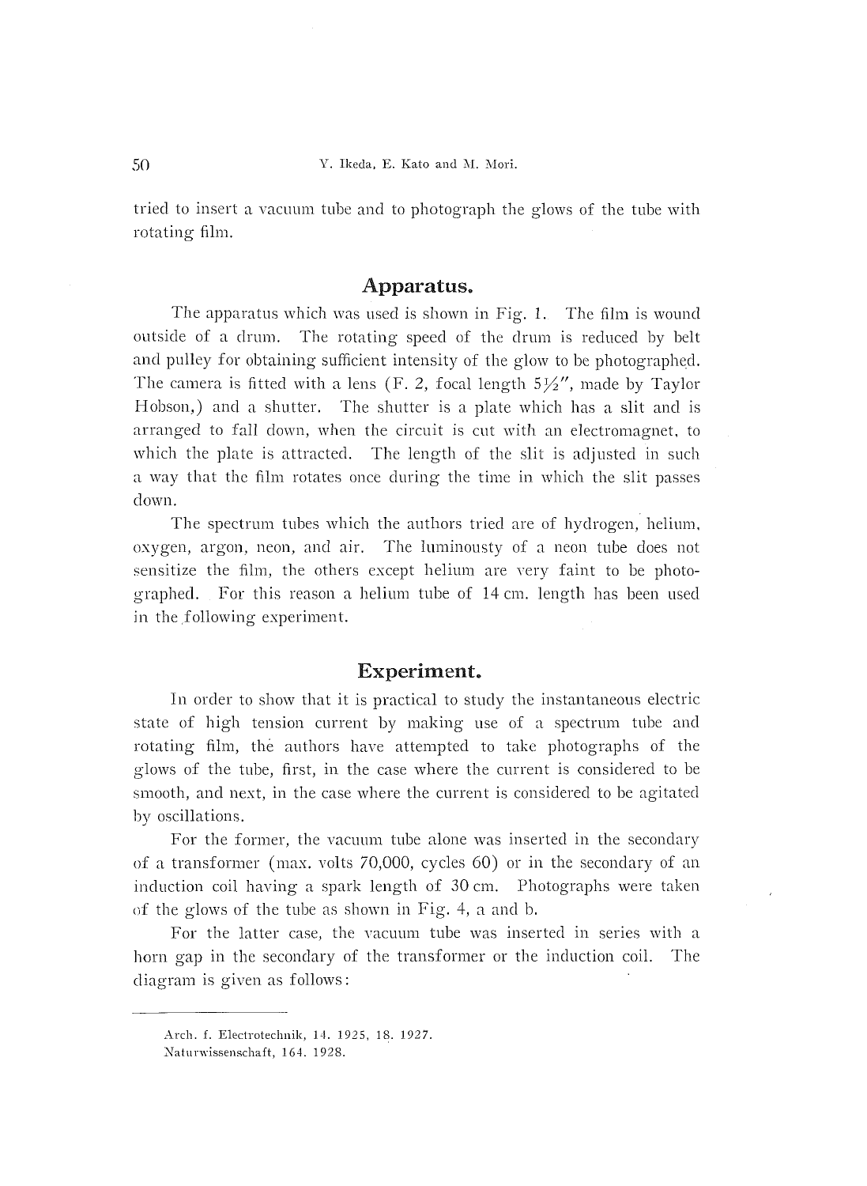tried to insert a vacuum tube and to photograph the glows of the tube with rotating film.

## Apparatus.

The apparatus which was used is shown in Fig. 1. The film is wound outside of a drum. The rotating speed of the drum is reduced by belt and pulley for obtaining sufficient intensity of the glow to be photographed. The camera is fitted with a lens (F. 2, focal length 5½″, made by Taylor Hobson,) and a shutter. The shutter is a plate which has a slit and is arranged to fall down, when the circuit is cut with an electromagnet, to which the plate is attracted. The length of the slit is adjusted in such a way that the film rotates once during the time in which the slit passes down.

The spectrum tubes which the authors tried are of hydrogen, helium, oxygen, argon, neon, and air. The luminousty of a neon tube does not sensitize the film, the others except helium are very faint to be photographed. For this reason a helium tube of 14 cm. length has been used in the following experiment.

## Experiment.

In order to show that it is practical to study the instantaneous electric state of high tension current by making use of a spectrum tube and rotating film, the authors have attempted to take photographs of the glows of the tube, first, in the case where the current is considered to be smooth, and next, in the case where the current is considered to be agitated by oscillations.

For the former, the vacuum tube alone was inserted in the secondary of a transformer (max. volts 70,000, cycles 60) or in the secondary of an induction coil having a spark length of 30 cm. Photographs were taken of the glows of the tube as shown in Fig. 4, a and b.

For the latter case, the vacuum tube was inserted in series with a horn gap in the secondary of the transformer or the induction coil. The diagram is given as follows:

---

Arch. f. Electrotechnik, 14. 1925, 18. 1927.
Naturwissenschaft, 164. 1928.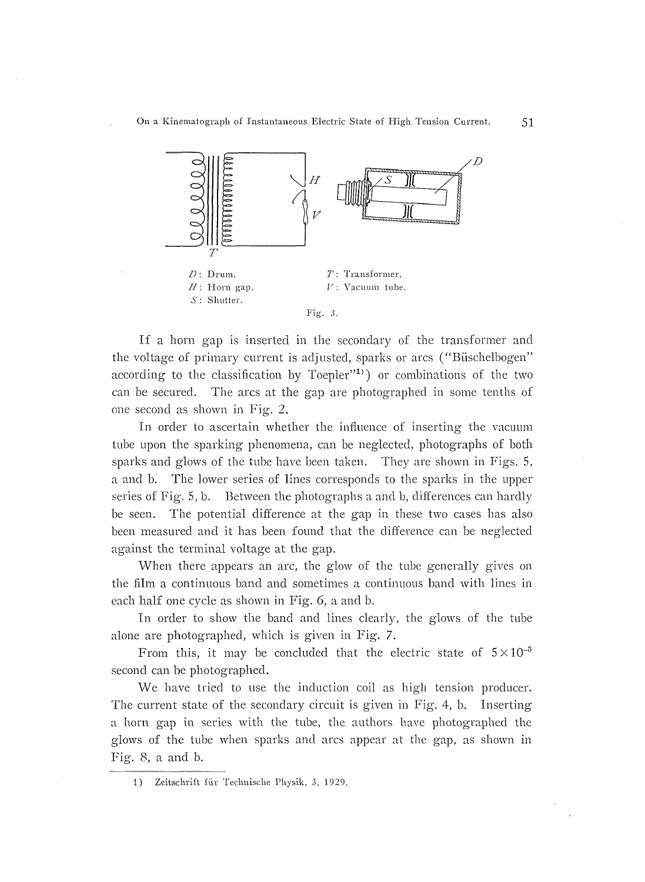D: Drum.
H: Horn gap.
S: Shutter.

T: Transformer.
V: Vacuum tube.

Fig. 3.

If a horn gap is inserted in the secondary of the transformer and the voltage of primary current is adjusted, sparks or arcs ("Büschelbogen" according to the classification by Toepler"[1]) or combinations of the two can be secured. The arcs at the gap are photographed in some tenths of one second as shown in Fig. 2.

In order to ascertain whether the influence of inserting the vacuum tube upon the sparking phenomena, can be neglected, photographs of both sparks and glows of the tube have been taken. They are shown in Figs. 5, a and b. The lower series of lines corresponds to the sparks in the upper series of Fig. 5, b. Between the photographs a and b, differences can hardly be seen. The potential difference at the gap in these two cases has also been measured and it has been found that the difference can be neglected against the terminal voltage at the gap.

When there appears an arc, the glow of the tube generally gives on the film a continuous band and sometimes a continuous band with lines in each half one cycle as shown in Fig. 6, a and b.

In order to show the band and lines clearly, the glows of the tube alone are photographed, which is given in Fig. 7.

From this, it may be concluded that the electric state of $5 \times 10^{-5}$ second can be photographed.

We have tried to use the induction coil as high tension producer. The current state of the secondary circuit is given in Fig. 4, b. Inserting a horn gap in series with the tube, the authors have photographed the glows of the tube when sparks and arcs appear at the gap, as shown in Fig. 8, a and b.

1) Zeitschrift für Technische Physik, 3, 1929.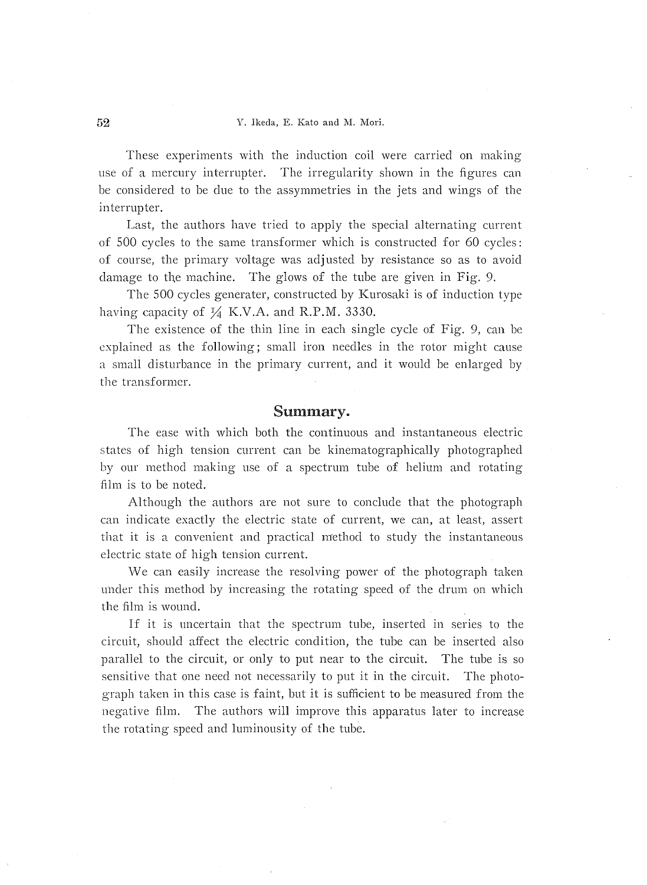These experiments with the induction coil were carried on making use of a mercury interrupter. The irregularity shown in the figures can be considered to be due to the assymmetries in the jets and wings of the interrupter.

Last, the authors have tried to apply the special alternating current of 500 cycles to the same transformer which is constructed for 60 cycles: of course, the primary voltage was adjusted by resistance so as to avoid damage to the machine. The glows of the tube are given in Fig. 9.

The 500 cycles generater, constructed by Kurosaki is of induction type having capacity of ¼ K.V.A. and R.P.M. 3330.

The existence of the thin line in each single cycle of Fig. 9, can be explained as the following; small iron needles in the rotor might cause a small disturbance in the primary current, and it would be enlarged by the transformer.

## Summary.

The ease with which both the continuous and instantaneous electric states of high tension current can be kinematographically photographed by our method making use of a spectrum tube of helium and rotating film is to be noted.

Although the authors are not sure to conclude that the photograph can indicate exactly the electric state of current, we can, at least, assert that it is a convenient and practical method to study the instantaneous electric state of high tension current.

We can easily increase the resolving power of the photograph taken under this method by increasing the rotating speed of the drum on which the film is wound.

If it is uncertain that the spectrum tube, inserted in series to the circuit, should affect the electric condition, the tube can be inserted also parallel to the circuit, or only to put near to the circuit. The tube is so sensitive that one need not necessarily to put it in the circuit. The photograph taken in this case is faint, but it is sufficient to be measured from the negative film. The authors will improve this apparatus later to increase the rotating speed and luminousity of the tube.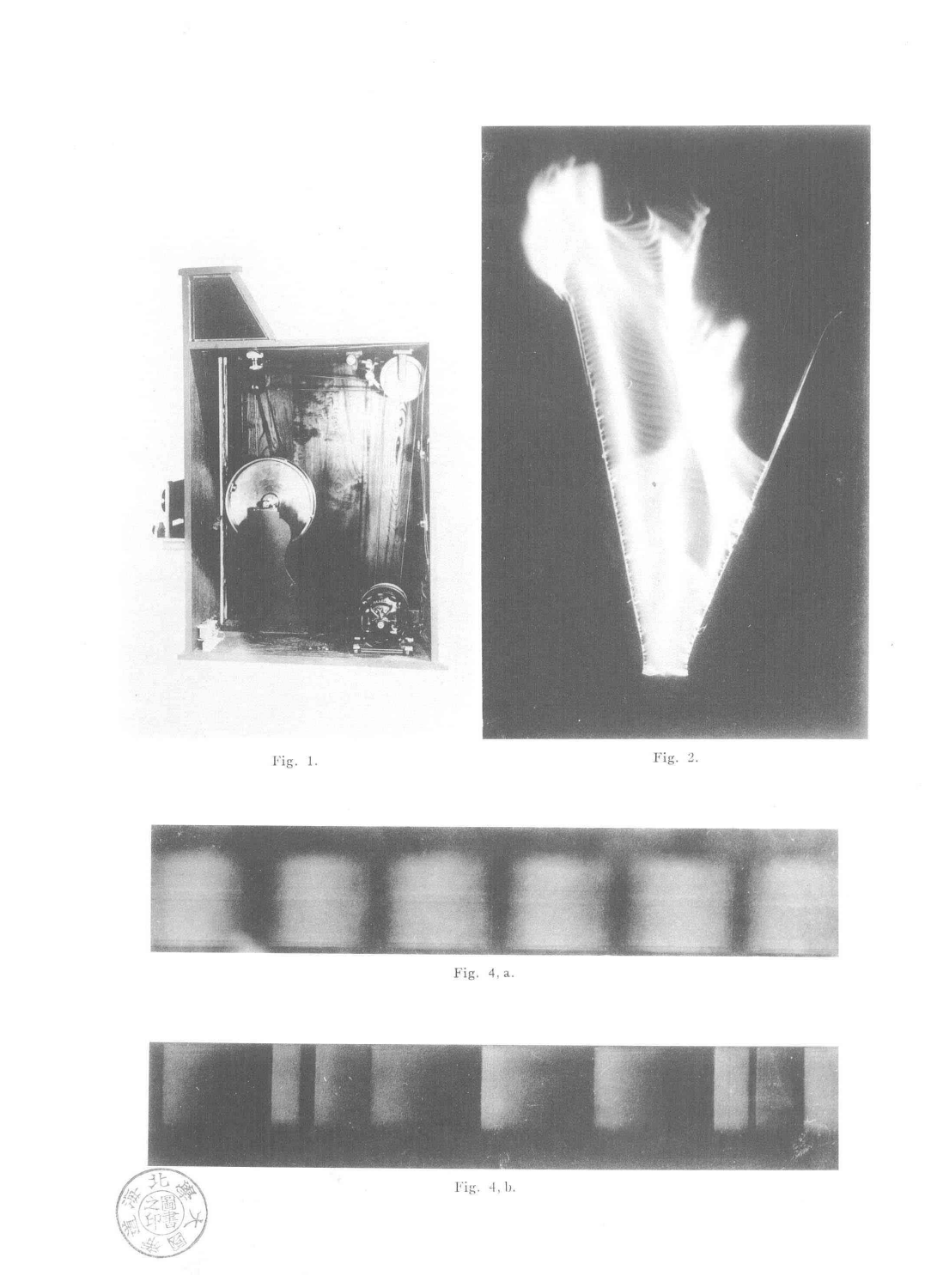Fig. 1.

Fig. 2.

Fig. 4, a.

Fig. 4, b.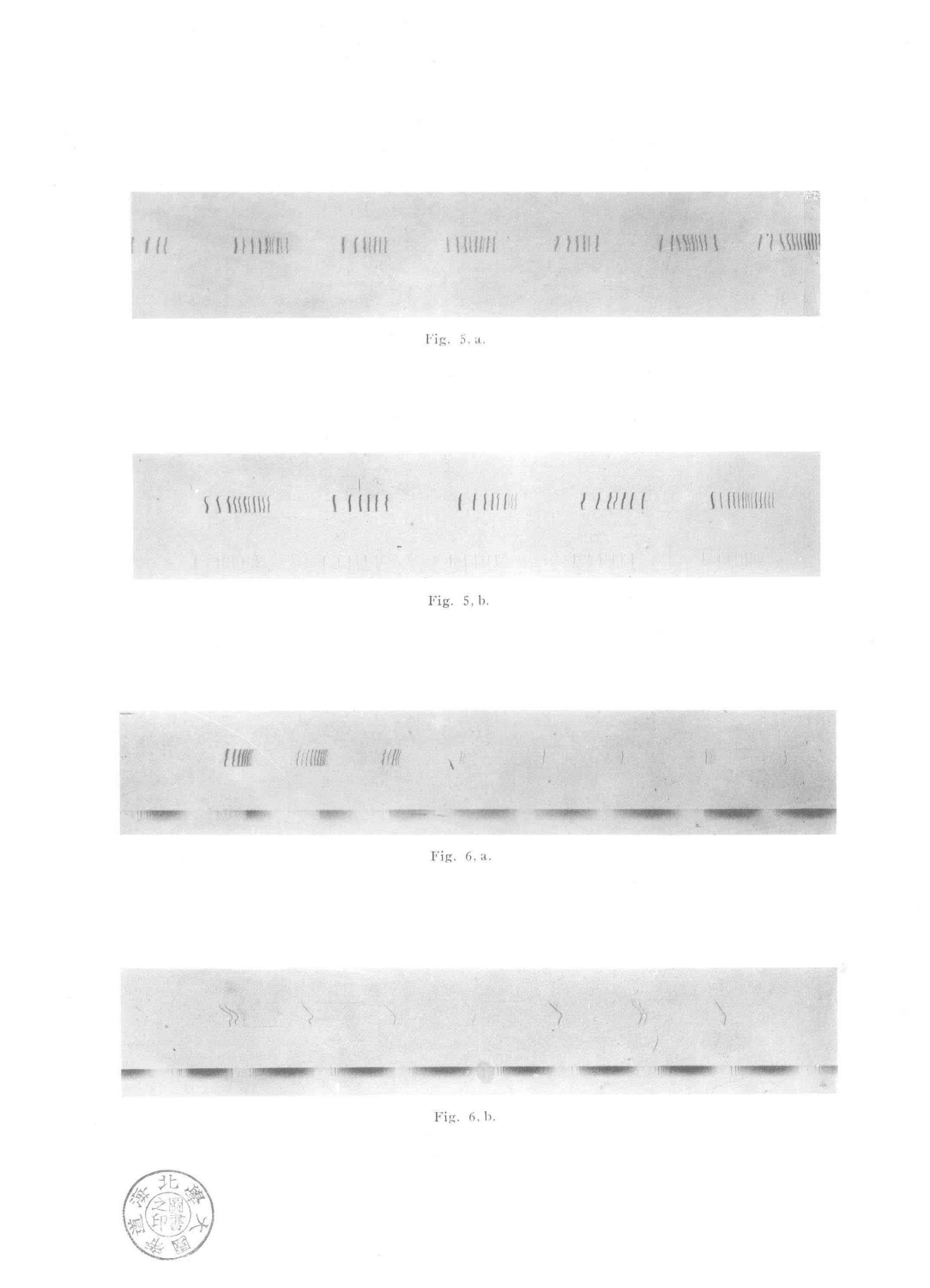Fig. 5, a.

Fig. 5, b.

Fig. 6, a.

Fig. 6, b.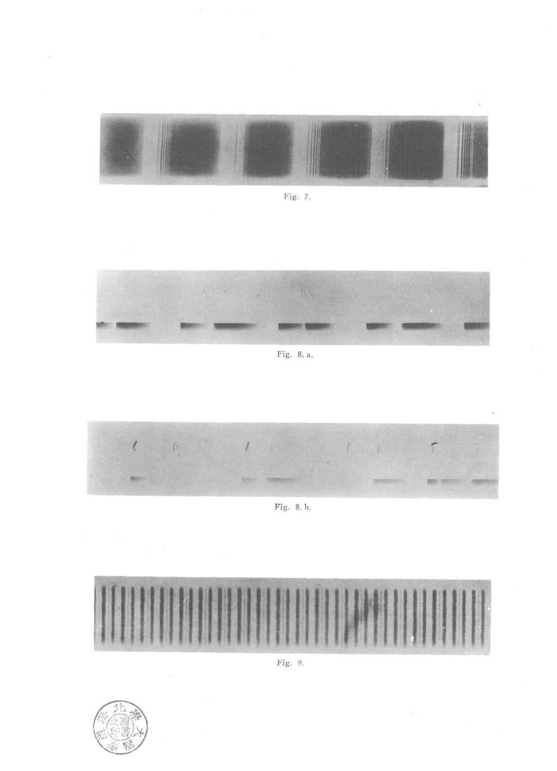Fig. 7.

Fig. 8, a.

Fig. 8, b.

Fig. 9.